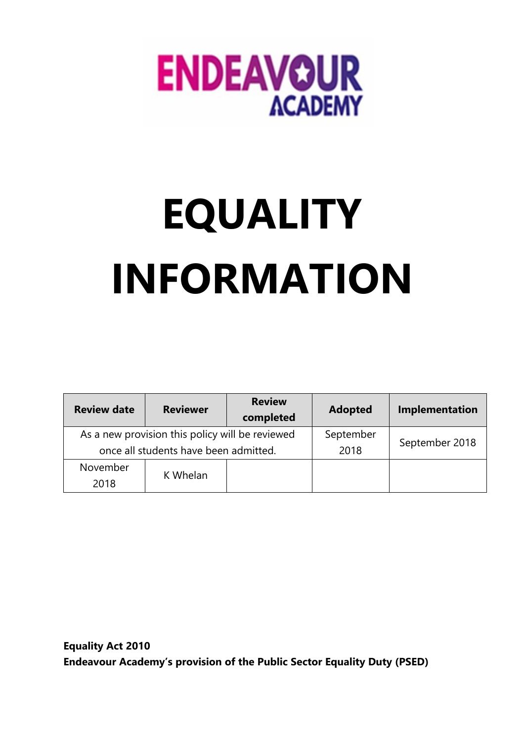ENDEAVOUR ACADEMY

# EQUALITY INFORMATION

| Review date | Reviewer | Review completed | Adopted | Implementation |
| --- | --- | --- | --- | --- |
| As a new provision this policy will be reviewed once all students have been admitted. | | | September 2018 | September 2018 |
| November 2018 | K Whelan | | | |

**Equality Act 2010**
**Endeavour Academy's provision of the Public Sector Equality Duty (PSED)**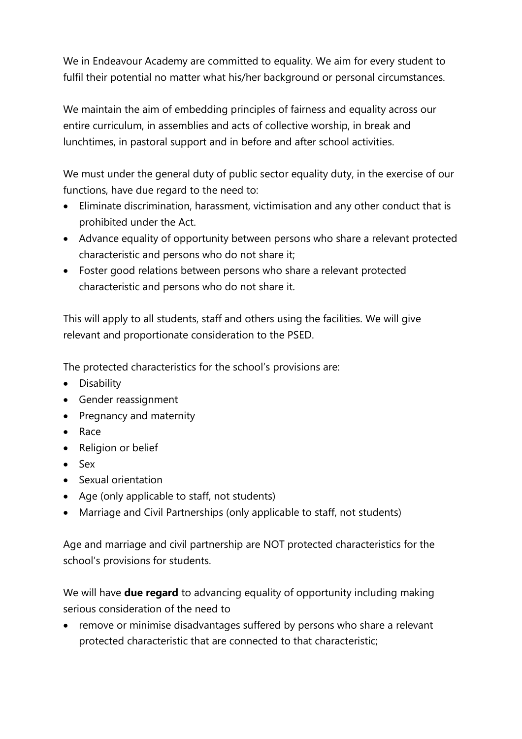We in Endeavour Academy are committed to equality. We aim for every student to fulfil their potential no matter what his/her background or personal circumstances.

We maintain the aim of embedding principles of fairness and equality across our entire curriculum, in assemblies and acts of collective worship, in break and lunchtimes, in pastoral support and in before and after school activities.

We must under the general duty of public sector equality duty, in the exercise of our functions, have due regard to the need to:

- Eliminate discrimination, harassment, victimisation and any other conduct that is prohibited under the Act.
- Advance equality of opportunity between persons who share a relevant protected characteristic and persons who do not share it;
- Foster good relations between persons who share a relevant protected characteristic and persons who do not share it.

This will apply to all students, staff and others using the facilities. We will give relevant and proportionate consideration to the PSED.

The protected characteristics for the school's provisions are:

- Disability
- Gender reassignment
- Pregnancy and maternity
- Race
- Religion or belief
- Sex
- Sexual orientation
- Age (only applicable to staff, not students)
- Marriage and Civil Partnerships (only applicable to staff, not students)

Age and marriage and civil partnership are NOT protected characteristics for the school's provisions for students.

We will have **due regard** to advancing equality of opportunity including making serious consideration of the need to

- remove or minimise disadvantages suffered by persons who share a relevant protected characteristic that are connected to that characteristic;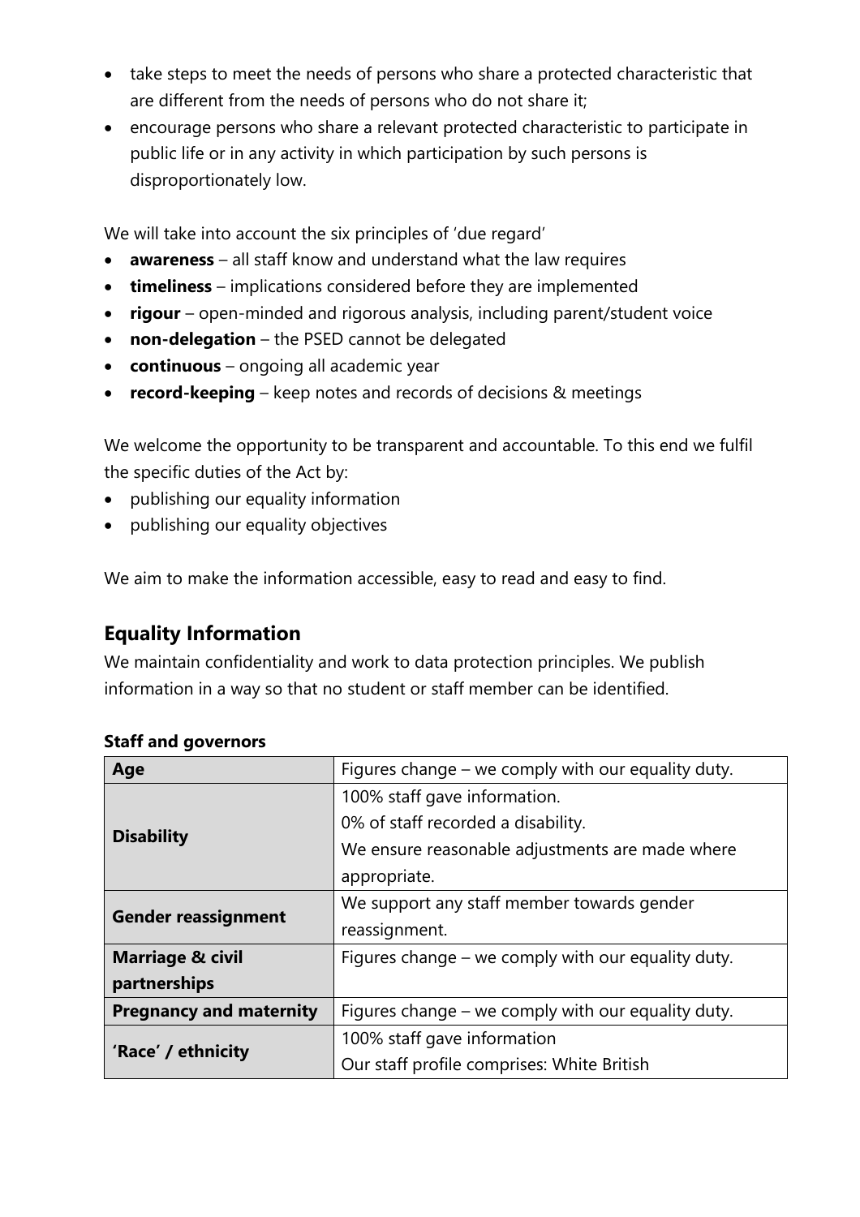- take steps to meet the needs of persons who share a protected characteristic that are different from the needs of persons who do not share it;
- encourage persons who share a relevant protected characteristic to participate in public life or in any activity in which participation by such persons is disproportionately low.

We will take into account the six principles of 'due regard'

- **awareness** – all staff know and understand what the law requires
- **timeliness** – implications considered before they are implemented
- **rigour** – open-minded and rigorous analysis, including parent/student voice
- **non-delegation** – the PSED cannot be delegated
- **continuous** – ongoing all academic year
- **record-keeping** – keep notes and records of decisions & meetings

We welcome the opportunity to be transparent and accountable. To this end we fulfil the specific duties of the Act by:

- publishing our equality information
- publishing our equality objectives

We aim to make the information accessible, easy to read and easy to find.

## Equality Information

We maintain confidentiality and work to data protection principles. We publish information in a way so that no student or staff member can be identified.

**Staff and governors**

| | |
|---|---|
| **Age** | Figures change – we comply with our equality duty. |
| **Disability** | 100% staff gave information.<br>0% of staff recorded a disability.<br>We ensure reasonable adjustments are made where appropriate. |
| **Gender reassignment** | We support any staff member towards gender reassignment. |
| **Marriage & civil partnerships** | Figures change – we comply with our equality duty. |
| **Pregnancy and maternity** | Figures change – we comply with our equality duty. |
| **'Race' / ethnicity** | 100% staff gave information<br>Our staff profile comprises: White British |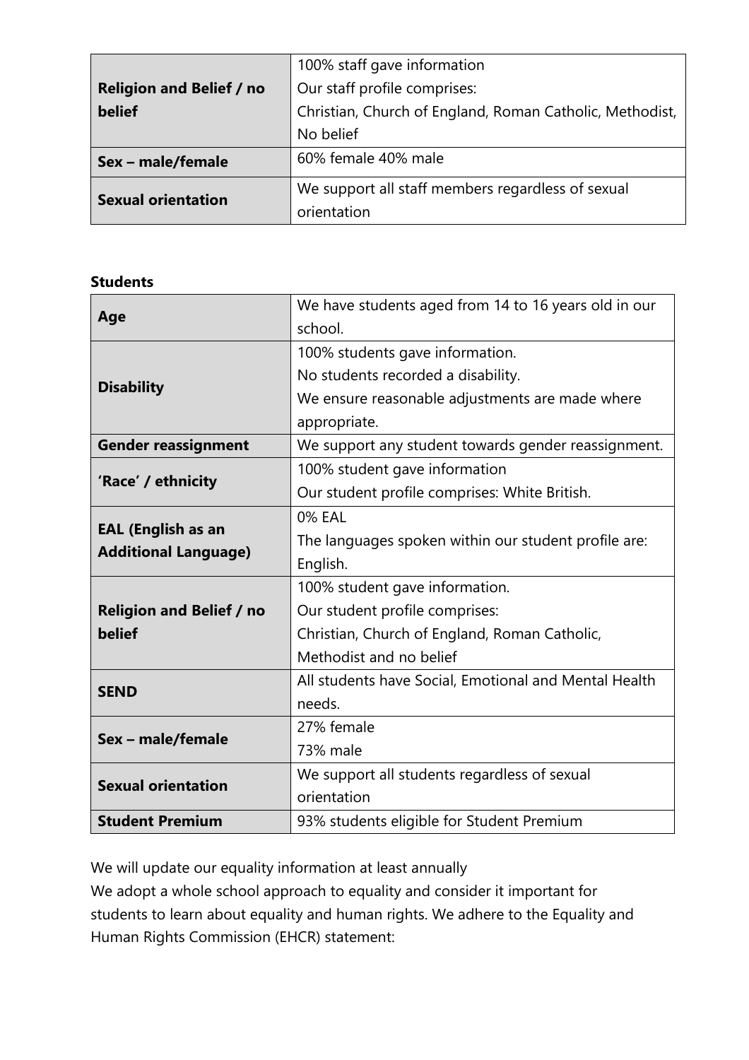| | |
|---|---|
| **Religion and Belief / no belief** | 100% staff gave information<br>Our staff profile comprises:<br>Christian, Church of England, Roman Catholic, Methodist, No belief |
| **Sex – male/female** | 60% female 40% male |
| **Sexual orientation** | We support all staff members regardless of sexual orientation |

**Students**

| | |
|---|---|
| **Age** | We have students aged from 14 to 16 years old in our school. |
| **Disability** | 100% students gave information.<br>No students recorded a disability.<br>We ensure reasonable adjustments are made where appropriate. |
| **Gender reassignment** | We support any student towards gender reassignment. |
| **'Race' / ethnicity** | 100% student gave information<br>Our student profile comprises: White British. |
| **EAL (English as an Additional Language)** | 0% EAL<br>The languages spoken within our student profile are: English. |
| **Religion and Belief / no belief** | 100% student gave information.<br>Our student profile comprises:<br>Christian, Church of England, Roman Catholic, Methodist and no belief |
| **SEND** | All students have Social, Emotional and Mental Health needs. |
| **Sex – male/female** | 27% female<br>73% male |
| **Sexual orientation** | We support all students regardless of sexual orientation |
| **Student Premium** | 93% students eligible for Student Premium |

We will update our equality information at least annually
We adopt a whole school approach to equality and consider it important for students to learn about equality and human rights. We adhere to the Equality and Human Rights Commission (EHCR) statement: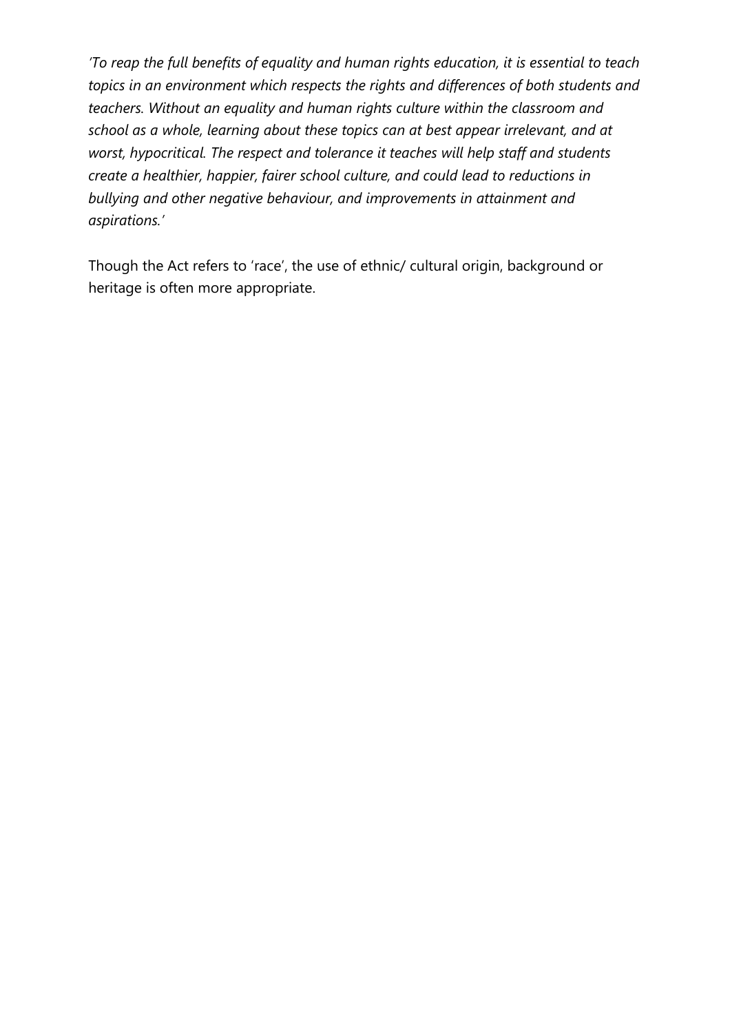*'To reap the full benefits of equality and human rights education, it is essential to teach topics in an environment which respects the rights and differences of both students and teachers. Without an equality and human rights culture within the classroom and school as a whole, learning about these topics can at best appear irrelevant, and at worst, hypocritical. The respect and tolerance it teaches will help staff and students create a healthier, happier, fairer school culture, and could lead to reductions in bullying and other negative behaviour, and improvements in attainment and aspirations.'*

Though the Act refers to 'race', the use of ethnic/ cultural origin, background or heritage is often more appropriate.